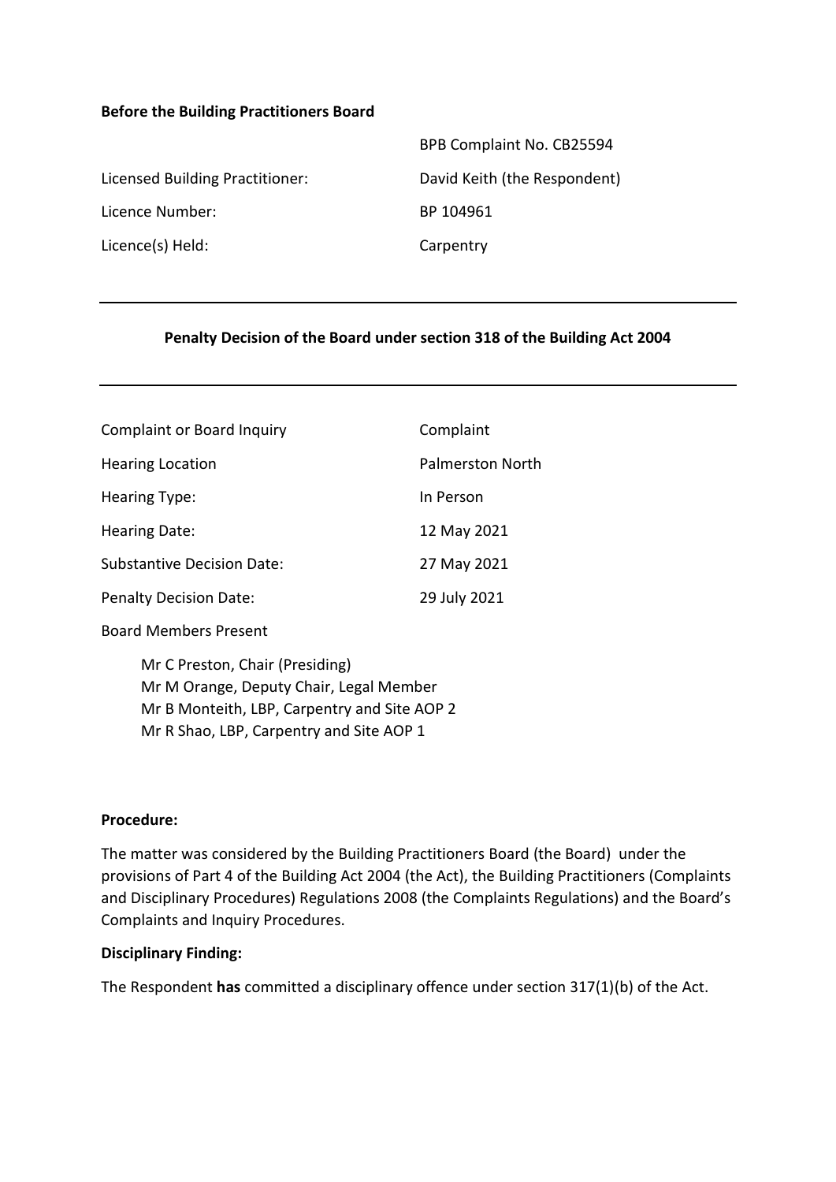**Before the Building Practitioners Board**

| | |
|---|---|
| | BPB Complaint No. CB25594 |
| Licensed Building Practitioner: | David Keith (the Respondent) |
| Licence Number: | BP 104961 |
| Licence(s) Held: | Carpentry |

---

**Penalty Decision of the Board under section 318 of the Building Act 2004**

---

| | |
|---|---|
| Complaint or Board Inquiry | Complaint |
| Hearing Location | Palmerston North |
| Hearing Type: | In Person |
| Hearing Date: | 12 May 2021 |
| Substantive Decision Date: | 27 May 2021 |
| Penalty Decision Date: | 29 July 2021 |

Board Members Present

Mr C Preston, Chair (Presiding)
Mr M Orange, Deputy Chair, Legal Member
Mr B Monteith, LBP, Carpentry and Site AOP 2
Mr R Shao, LBP, Carpentry and Site AOP 1

**Procedure:**

The matter was considered by the Building Practitioners Board (the Board) under the provisions of Part 4 of the Building Act 2004 (the Act), the Building Practitioners (Complaints and Disciplinary Procedures) Regulations 2008 (the Complaints Regulations) and the Board's Complaints and Inquiry Procedures.

**Disciplinary Finding:**

The Respondent **has** committed a disciplinary offence under section 317(1)(b) of the Act.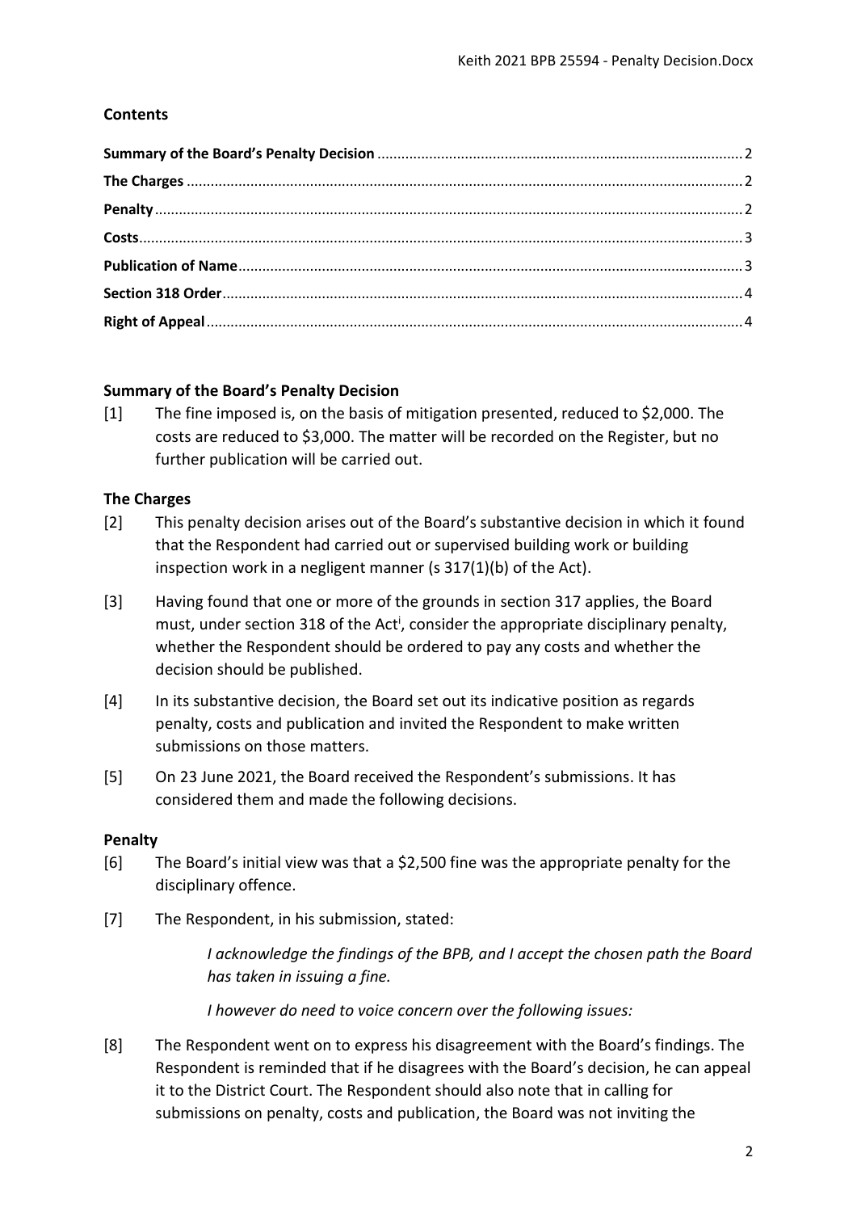## Contents

| | |
|---|---|
| **Summary of the Board's Penalty Decision** | 2 |
| **The Charges** | 2 |
| **Penalty** | 2 |
| **Costs** | 3 |
| **Publication of Name** | 3 |
| **Section 318 Order** | 4 |
| **Right of Appeal** | 4 |

### Summary of the Board's Penalty Decision

[1] The fine imposed is, on the basis of mitigation presented, reduced to $2,000. The costs are reduced to $3,000. The matter will be recorded on the Register, but no further publication will be carried out.

### The Charges

[2] This penalty decision arises out of the Board's substantive decision in which it found that the Respondent had carried out or supervised building work or building inspection work in a negligent manner (s 317(1)(b) of the Act).

[3] Having found that one or more of the grounds in section 317 applies, the Board must, under section 318 of the Act[i], consider the appropriate disciplinary penalty, whether the Respondent should be ordered to pay any costs and whether the decision should be published.

[4] In its substantive decision, the Board set out its indicative position as regards penalty, costs and publication and invited the Respondent to make written submissions on those matters.

[5] On 23 June 2021, the Board received the Respondent's submissions. It has considered them and made the following decisions.

### Penalty

[6] The Board's initial view was that a $2,500 fine was the appropriate penalty for the disciplinary offence.

[7] The Respondent, in his submission, stated:

> *I acknowledge the findings of the BPB, and I accept the chosen path the Board has taken in issuing a fine.*
>
> *I however do need to voice concern over the following issues:*

[8] The Respondent went on to express his disagreement with the Board's findings. The Respondent is reminded that if he disagrees with the Board's decision, he can appeal it to the District Court. The Respondent should also note that in calling for submissions on penalty, costs and publication, the Board was not inviting the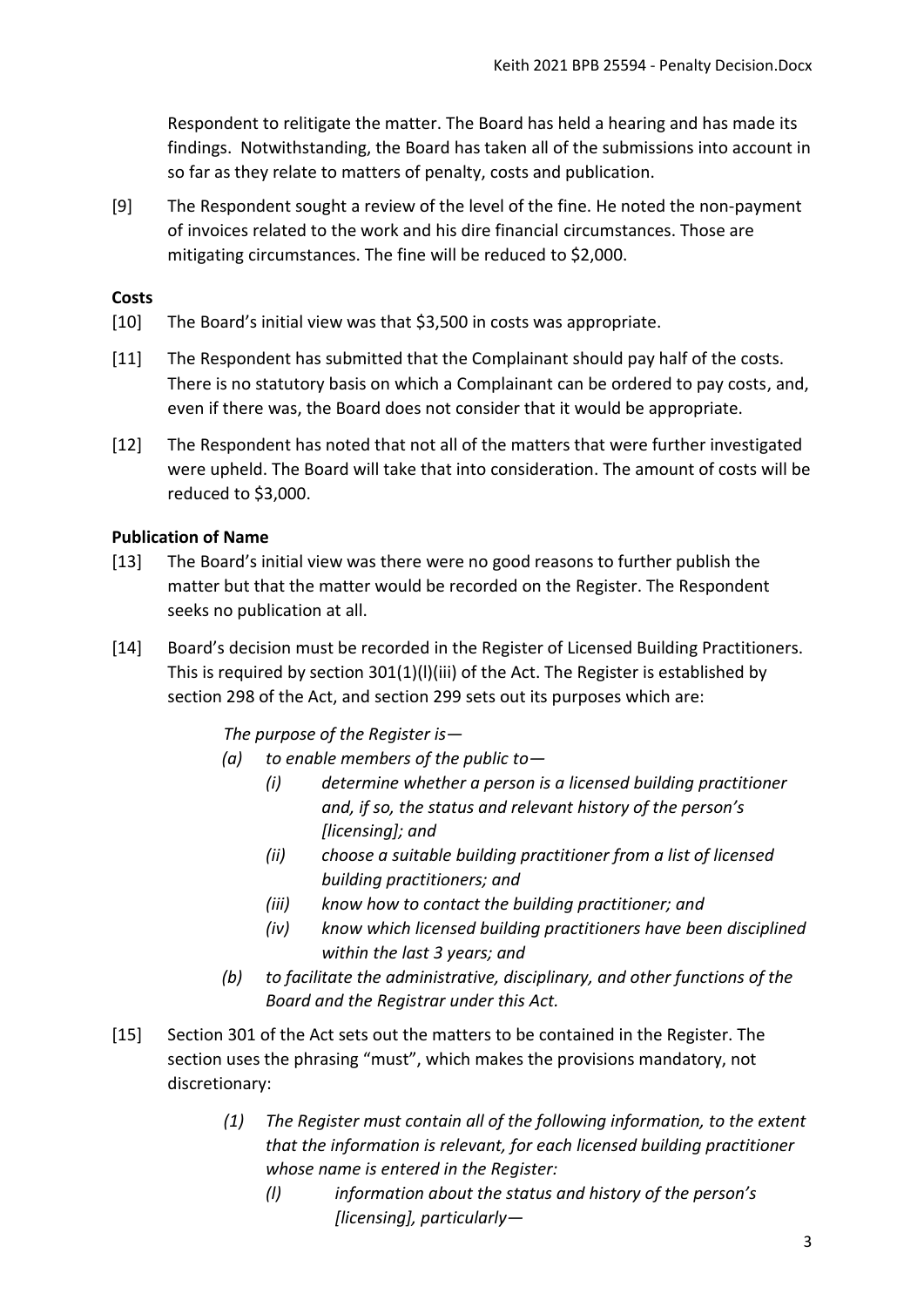Respondent to relitigate the matter. The Board has held a hearing and has made its findings. Notwithstanding, the Board has taken all of the submissions into account in so far as they relate to matters of penalty, costs and publication.

[9] The Respondent sought a review of the level of the fine. He noted the non-payment of invoices related to the work and his dire financial circumstances. Those are mitigating circumstances. The fine will be reduced to $2,000.

**Costs**

[10] The Board's initial view was that $3,500 in costs was appropriate.

[11] The Respondent has submitted that the Complainant should pay half of the costs. There is no statutory basis on which a Complainant can be ordered to pay costs, and, even if there was, the Board does not consider that it would be appropriate.

[12] The Respondent has noted that not all of the matters that were further investigated were upheld. The Board will take that into consideration. The amount of costs will be reduced to $3,000.

**Publication of Name**

[13] The Board's initial view was there were no good reasons to further publish the matter but that the matter would be recorded on the Register. The Respondent seeks no publication at all.

[14] Board's decision must be recorded in the Register of Licensed Building Practitioners. This is required by section 301(1)(l)(iii) of the Act. The Register is established by section 298 of the Act, and section 299 sets out its purposes which are:

> *The purpose of the Register is—*
>
> *(a) to enable members of the public to—*
>
> *(i) determine whether a person is a licensed building practitioner and, if so, the status and relevant history of the person's [licensing]; and*
>
> *(ii) choose a suitable building practitioner from a list of licensed building practitioners; and*
>
> *(iii) know how to contact the building practitioner; and*
>
> *(iv) know which licensed building practitioners have been disciplined within the last 3 years; and*
>
> *(b) to facilitate the administrative, disciplinary, and other functions of the Board and the Registrar under this Act.*

[15] Section 301 of the Act sets out the matters to be contained in the Register. The section uses the phrasing "must", which makes the provisions mandatory, not discretionary:

> *(1) The Register must contain all of the following information, to the extent that the information is relevant, for each licensed building practitioner whose name is entered in the Register:*
>
> *(l) information about the status and history of the person's [licensing], particularly—*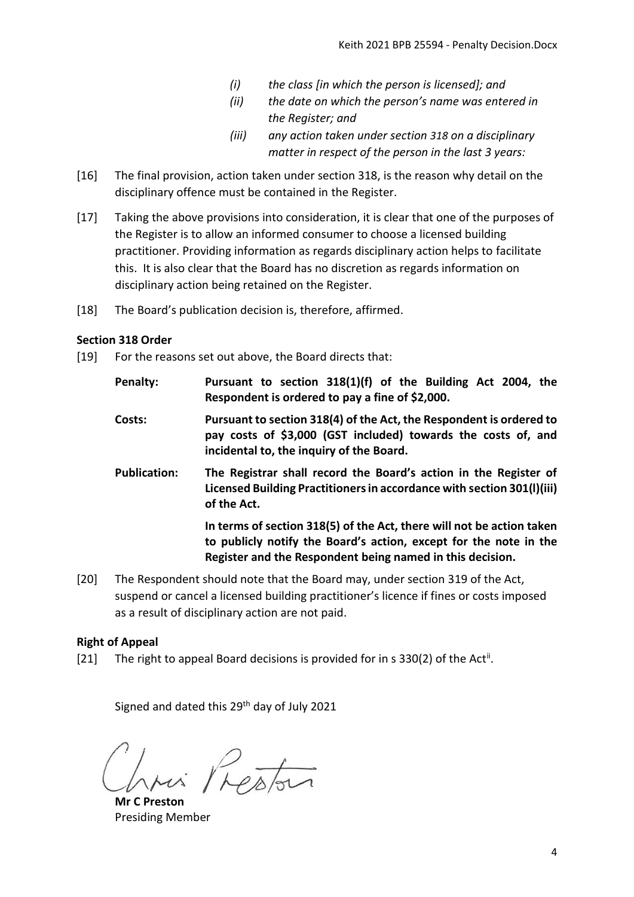*(i) the class [in which the person is licensed]; and*

*(ii) the date on which the person's name was entered in the Register; and*

*(iii) any action taken under section 318 on a disciplinary matter in respect of the person in the last 3 years:*

[16] The final provision, action taken under section 318, is the reason why detail on the disciplinary offence must be contained in the Register.

[17] Taking the above provisions into consideration, it is clear that one of the purposes of the Register is to allow an informed consumer to choose a licensed building practitioner. Providing information as regards disciplinary action helps to facilitate this. It is also clear that the Board has no discretion as regards information on disciplinary action being retained on the Register.

[18] The Board's publication decision is, therefore, affirmed.

### Section 318 Order

[19] For the reasons set out above, the Board directs that:

**Penalty:** **Pursuant to section 318(1)(f) of the Building Act 2004, the Respondent is ordered to pay a fine of $2,000.**

**Costs:** **Pursuant to section 318(4) of the Act, the Respondent is ordered to pay costs of $3,000 (GST included) towards the costs of, and incidental to, the inquiry of the Board.**

**Publication:** **The Registrar shall record the Board's action in the Register of Licensed Building Practitioners in accordance with section 301(l)(iii) of the Act.**

**In terms of section 318(5) of the Act, there will not be action taken to publicly notify the Board's action, except for the note in the Register and the Respondent being named in this decision.**

[20] The Respondent should note that the Board may, under section 319 of the Act, suspend or cancel a licensed building practitioner's licence if fines or costs imposed as a result of disciplinary action are not paid.

### Right of Appeal

[21] The right to appeal Board decisions is provided for in s 330(2) of the Act[ii].

Signed and dated this 29th day of July 2021

**Mr C Preston**
Presiding Member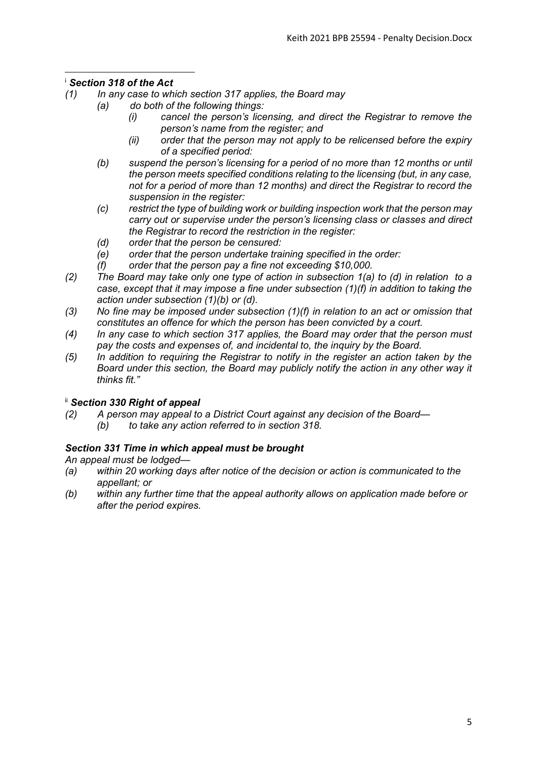[i] ***Section 318 of the Act***

*(1) In any case to which section 317 applies, the Board may*

*(a) do both of the following things:*

*(i) cancel the person's licensing, and direct the Registrar to remove the person's name from the register; and*

*(ii) order that the person may not apply to be relicensed before the expiry of a specified period:*

*(b) suspend the person's licensing for a period of no more than 12 months or until the person meets specified conditions relating to the licensing (but, in any case, not for a period of more than 12 months) and direct the Registrar to record the suspension in the register:*

*(c) restrict the type of building work or building inspection work that the person may carry out or supervise under the person's licensing class or classes and direct the Registrar to record the restriction in the register:*

*(d) order that the person be censured:*

*(e) order that the person undertake training specified in the order:*

*(f) order that the person pay a fine not exceeding $10,000.*

*(2) The Board may take only one type of action in subsection 1(a) to (d) in relation to a case, except that it may impose a fine under subsection (1)(f) in addition to taking the action under subsection (1)(b) or (d).*

*(3) No fine may be imposed under subsection (1)(f) in relation to an act or omission that constitutes an offence for which the person has been convicted by a court.*

*(4) In any case to which section 317 applies, the Board may order that the person must pay the costs and expenses of, and incidental to, the inquiry by the Board.*

*(5) In addition to requiring the Registrar to notify in the register an action taken by the Board under this section, the Board may publicly notify the action in any other way it thinks fit."*

[ii] ***Section 330 Right of appeal***

*(2) A person may appeal to a District Court against any decision of the Board—*

*(b) to take any action referred to in section 318.*

***Section 331 Time in which appeal must be brought***

*An appeal must be lodged—*

*(a) within 20 working days after notice of the decision or action is communicated to the appellant; or*

*(b) within any further time that the appeal authority allows on application made before or after the period expires.*